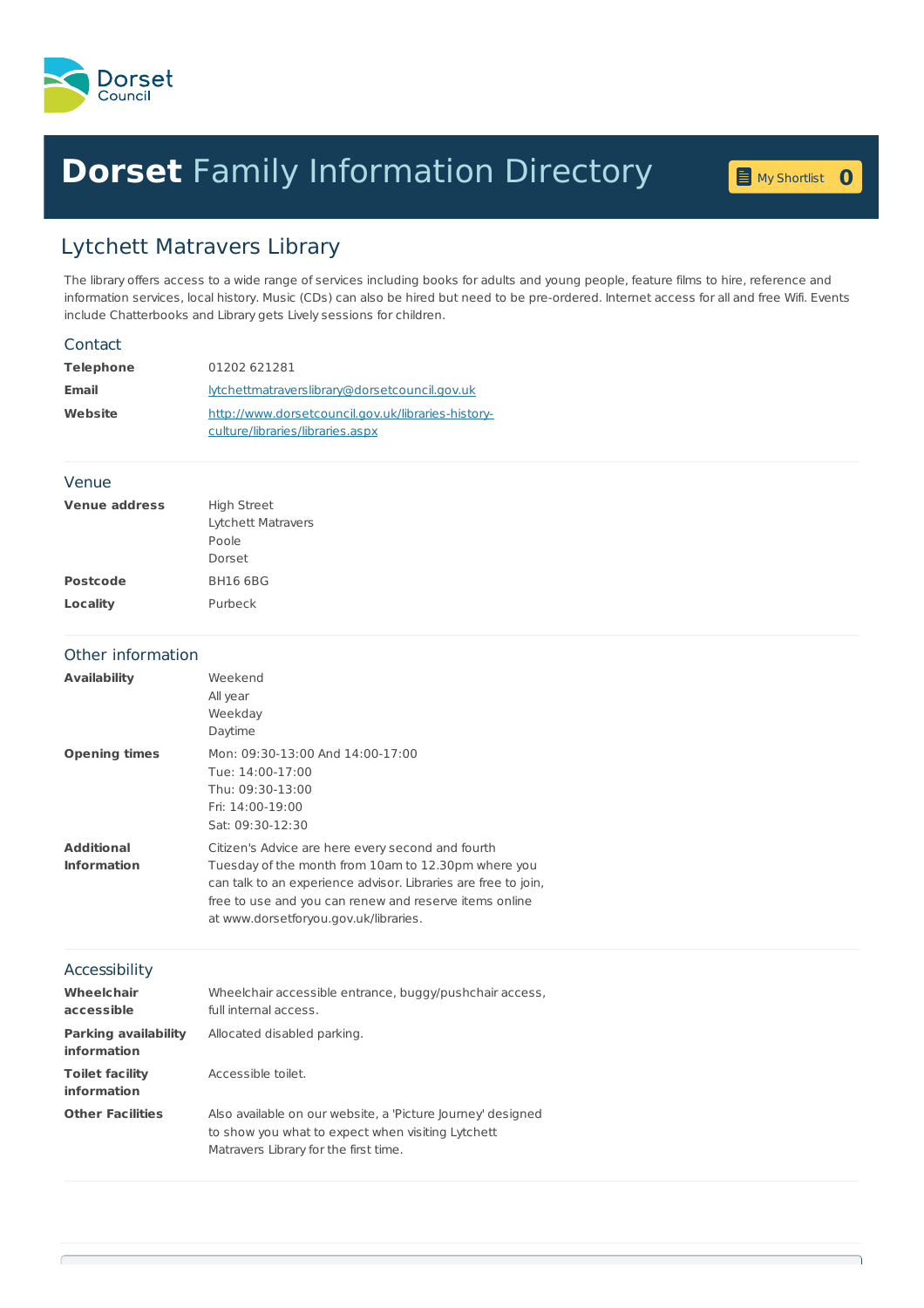Dorset Council

# **Dorset** Family Information Directory

My Shortlist 0

## Lytchett Matravers Library

The library offers access to a wide range of services including books for adults and young people, feature films to hire, reference and information services, local history. Music (CDs) can also be hired but need to be pre-ordered. Internet access for all and free Wifi. Events include Chatterbooks and Library gets Lively sessions for children.

### Contact

| | |
|---|---|
| **Telephone** | 01202 621281 |
| **Email** | lytchettmatraverslibrary@dorsetcouncil.gov.uk |
| **Website** | http://www.dorsetcouncil.gov.uk/libraries-history-culture/libraries/libraries.aspx |

### Venue

| | |
|---|---|
| **Venue address** | High Street<br>Lytchett Matravers<br>Poole<br>Dorset |
| **Postcode** | BH16 6BG |
| **Locality** | Purbeck |

### Other information

| | |
|---|---|
| **Availability** | Weekend<br>All year<br>Weekday<br>Daytime |
| **Opening times** | Mon: 09:30-13:00 And 14:00-17:00<br>Tue: 14:00-17:00<br>Thu: 09:30-13:00<br>Fri: 14:00-19:00<br>Sat: 09:30-12:30 |
| **Additional Information** | Citizen's Advice are here every second and fourth Tuesday of the month from 10am to 12.30pm where you can talk to an experience advisor. Libraries are free to join, free to use and you can renew and reserve items online at www.dorsetforyou.gov.uk/libraries. |

### Accessibility

| | |
|---|---|
| **Wheelchair accessible** | Wheelchair accessible entrance, buggy/pushchair access, full internal access. |
| **Parking availability information** | Allocated disabled parking. |
| **Toilet facility information** | Accessible toilet. |
| **Other Facilities** | Also available on our website, a 'Picture Journey' designed to show you what to expect when visiting Lytchett Matravers Library for the first time. |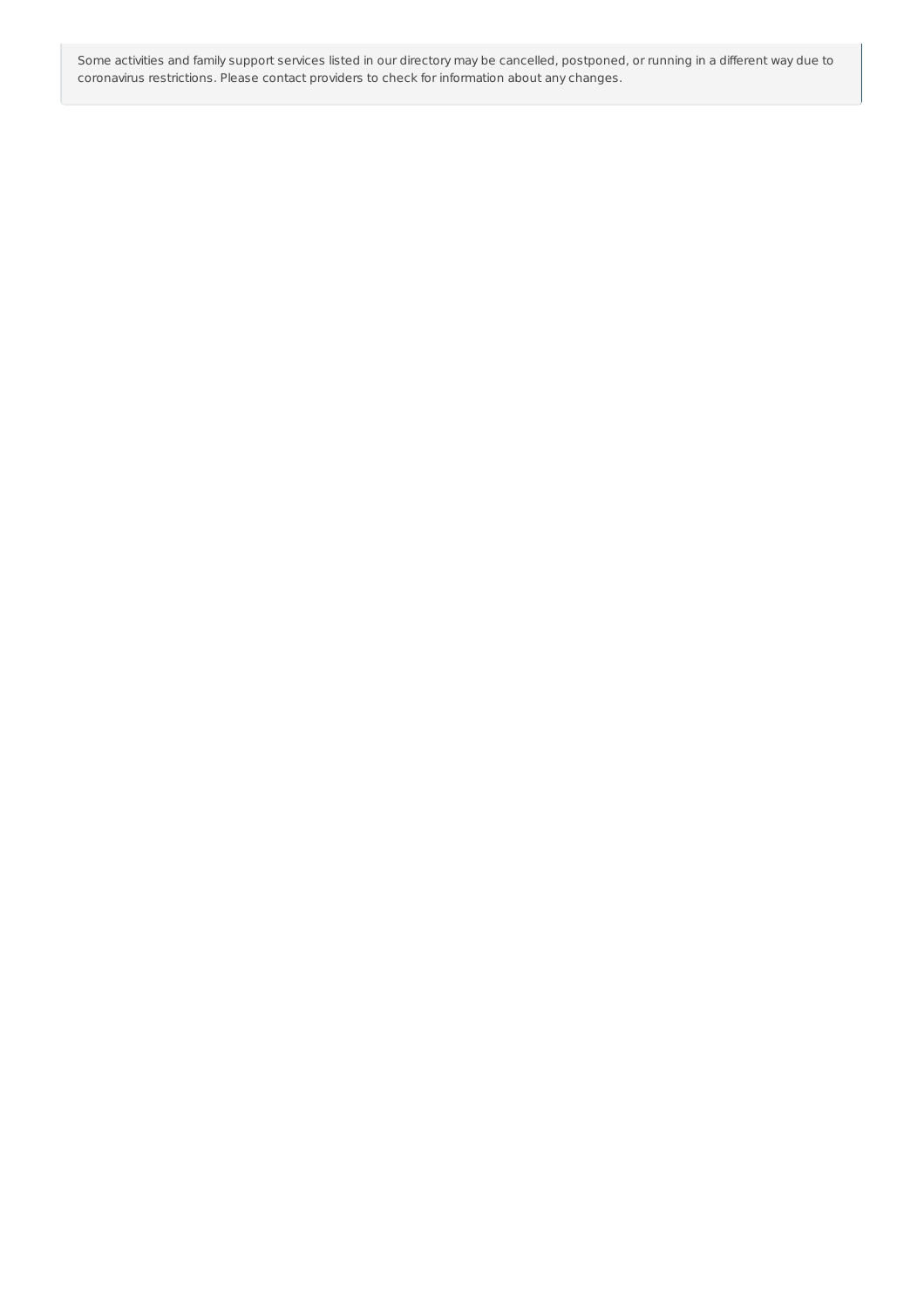Some activities and family support services listed in our directory may be cancelled, postponed, or running in a different way due to coronavirus restrictions. Please contact providers to check for information about any changes.